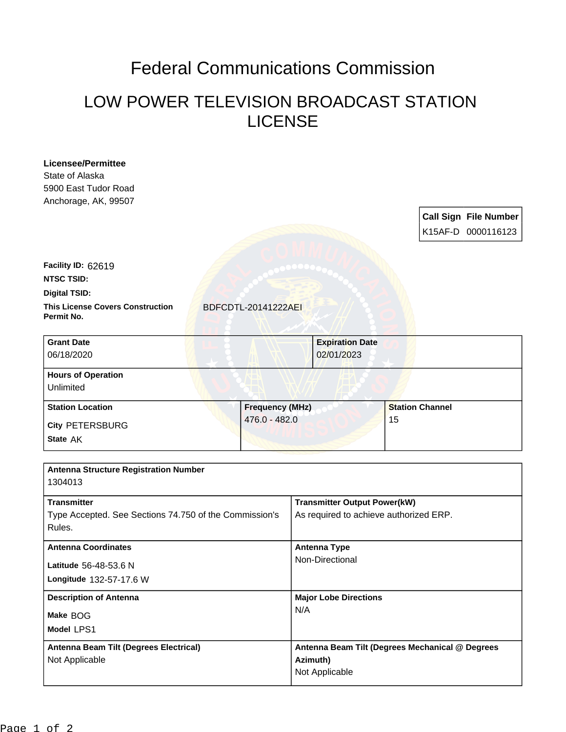# Federal Communications Commission

## LOW POWER TELEVISION BROADCAST STATION LICENSE

**Licensee/Permittee**
State of Alaska
5900 East Tudor Road
Anchorage, AK, 99507

| Call Sign | File Number |
|---|---|
| K15AF-D | 0000116123 |

**Facility ID:** 62619

**NTSC TSID:**

**Digital TSID:**

**This License Covers Construction Permit No.** BDFCDTL-20141222AEI

| **Grant Date** | **Expiration Date** |
|---|---|
| 06/18/2020 | 02/01/2023 |

**Hours of Operation**
Unlimited

| **Station Location** | **Frequency (MHz)** | **Station Channel** |
|---|---|---|
| City PETERSBURG<br>State AK | 476.0 - 482.0 | 15 |

**Antenna Structure Registration Number**
1304013

| **Transmitter** | **Transmitter Output Power(kW)** |
|---|---|
| Type Accepted. See Sections 74.750 of the Commission's Rules. | As required to achieve authorized ERP. |

| **Antenna Coordinates** | **Antenna Type** |
|---|---|
| Latitude 56-48-53.6 N<br>Longitude 132-57-17.6 W | Non-Directional |

| **Description of Antenna** | **Major Lobe Directions** |
|---|---|
| Make BOG<br>Model LPS1 | N/A |

| **Antenna Beam Tilt (Degrees Electrical)** | **Antenna Beam Tilt (Degrees Mechanical @ Degrees Azimuth)** |
|---|---|
| Not Applicable | Not Applicable |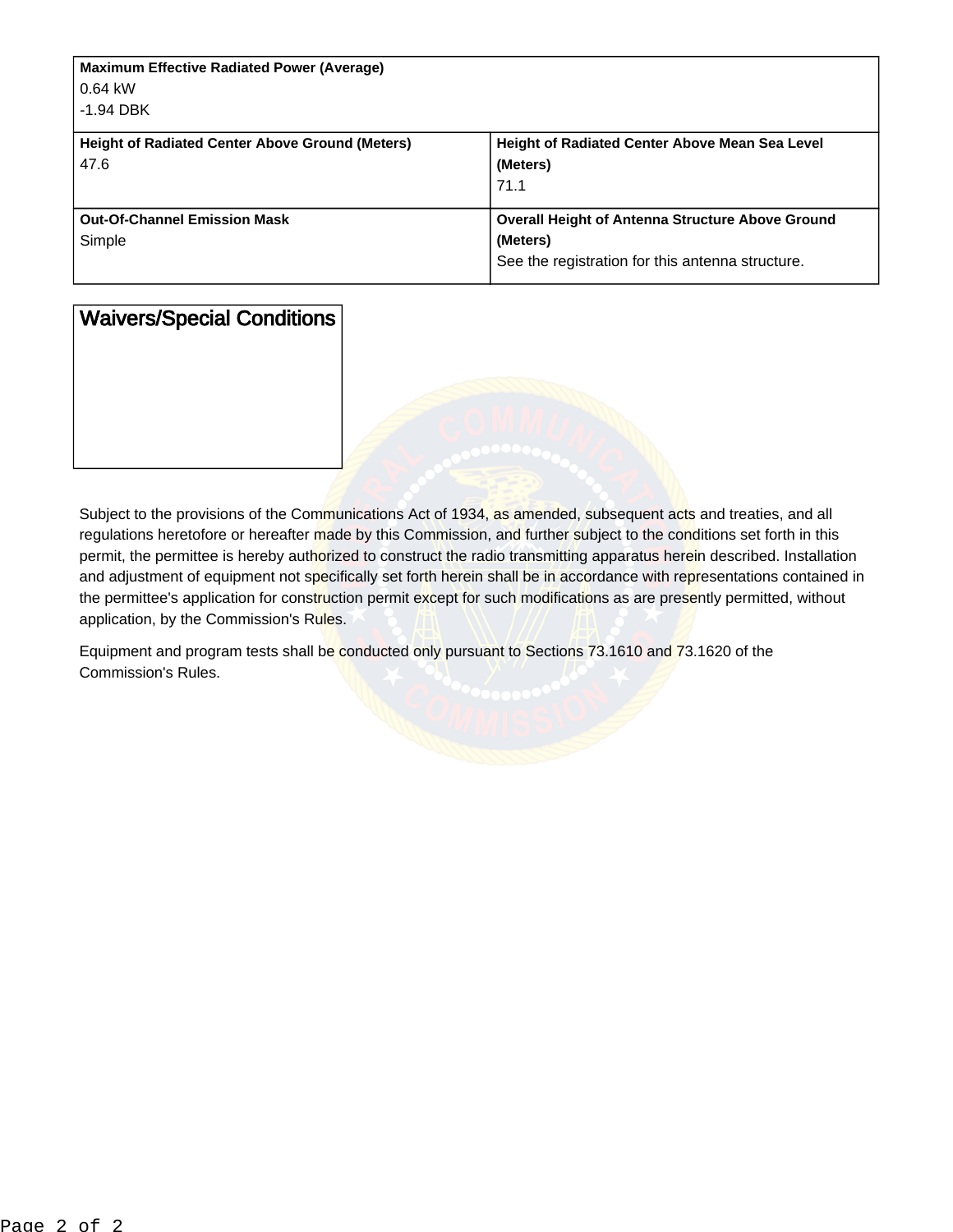| | |
|---|---|
| **Maximum Effective Radiated Power (Average)**<br>0.64 kW<br>-1.94 DBK | |
| **Height of Radiated Center Above Ground (Meters)**<br>47.6 | **Height of Radiated Center Above Mean Sea Level (Meters)**<br>71.1 |
| **Out-Of-Channel Emission Mask**<br>Simple | **Overall Height of Antenna Structure Above Ground (Meters)**<br>See the registration for this antenna structure. |

## Waivers/Special Conditions

Subject to the provisions of the Communications Act of 1934, as amended, subsequent acts and treaties, and all regulations heretofore or hereafter made by this Commission, and further subject to the conditions set forth in this permit, the permittee is hereby authorized to construct the radio transmitting apparatus herein described. Installation and adjustment of equipment not specifically set forth herein shall be in accordance with representations contained in the permittee's application for construction permit except for such modifications as are presently permitted, without application, by the Commission's Rules.

Equipment and program tests shall be conducted only pursuant to Sections 73.1610 and 73.1620 of the Commission's Rules.